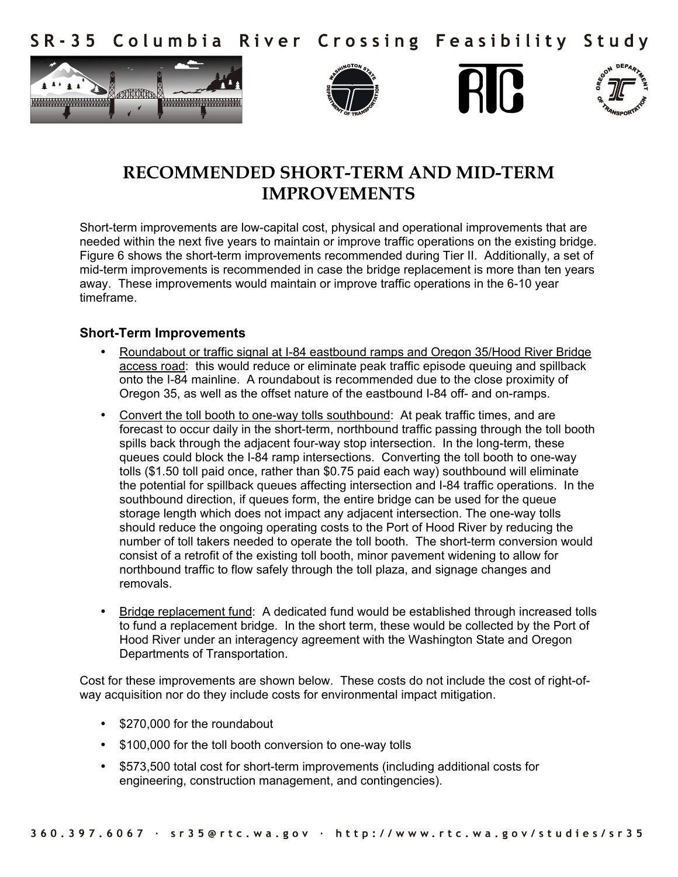# RECOMMENDED SHORT-TERM AND MID-TERM IMPROVEMENTS

Short-term improvements are low-capital cost, physical and operational improvements that are needed within the next five years to maintain or improve traffic operations on the existing bridge. Figure 6 shows the short-term improvements recommended during Tier II. Additionally, a set of mid-term improvements is recommended in case the bridge replacement is more than ten years away. These improvements would maintain or improve traffic operations in the 6-10 year timeframe.

### Short-Term Improvements

- Roundabout or traffic signal at I-84 eastbound ramps and Oregon 35/Hood River Bridge access road: this would reduce or eliminate peak traffic episode queuing and spillback onto the I-84 mainline. A roundabout is recommended due to the close proximity of Oregon 35, as well as the offset nature of the eastbound I-84 off- and on-ramps.
- Convert the toll booth to one-way tolls southbound: At peak traffic times, and are forecast to occur daily in the short-term, northbound traffic passing through the toll booth spills back through the adjacent four-way stop intersection. In the long-term, these queues could block the I-84 ramp intersections. Converting the toll booth to one-way tolls ($1.50 toll paid once, rather than $0.75 paid each way) southbound will eliminate the potential for spillback queues affecting intersection and I-84 traffic operations. In the southbound direction, if queues form, the entire bridge can be used for the queue storage length which does not impact any adjacent intersection. The one-way tolls should reduce the ongoing operating costs to the Port of Hood River by reducing the number of toll takers needed to operate the toll booth. The short-term conversion would consist of a retrofit of the existing toll booth, minor pavement widening to allow for northbound traffic to flow safely through the toll plaza, and signage changes and removals.
- Bridge replacement fund: A dedicated fund would be established through increased tolls to fund a replacement bridge. In the short term, these would be collected by the Port of Hood River under an interagency agreement with the Washington State and Oregon Departments of Transportation.

Cost for these improvements are shown below. These costs do not include the cost of right-of-way acquisition nor do they include costs for environmental impact mitigation.

- $270,000 for the roundabout
- $100,000 for the toll booth conversion to one-way tolls
- $573,500 total cost for short-term improvements (including additional costs for engineering, construction management, and contingencies).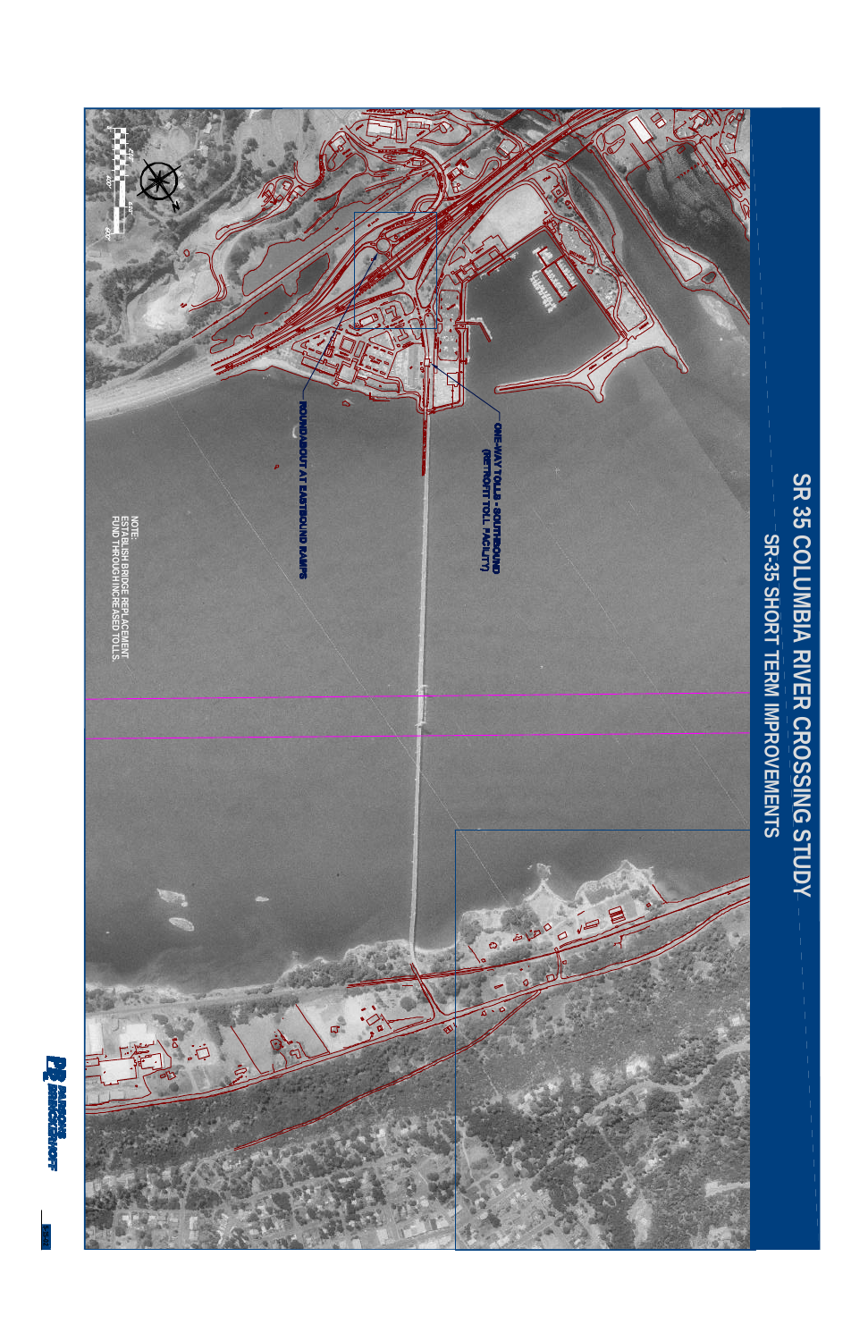# SR 35 COLUMBIA RIVER CROSSING STUDY

## SR-35 SHORT TERM IMPROVEMENTS

ONE-WAY TOLLS - SOUTHBOUND (RETROFIT TOLL FACILITY)

ROUNDABOUT AT EASTBOUND RAMPS

NOTE:
ESTABLISH BRIDGE REPLACEMENT FUND THROUGH INCREASED TOLLS.

PARSONS BRINCKERHOFF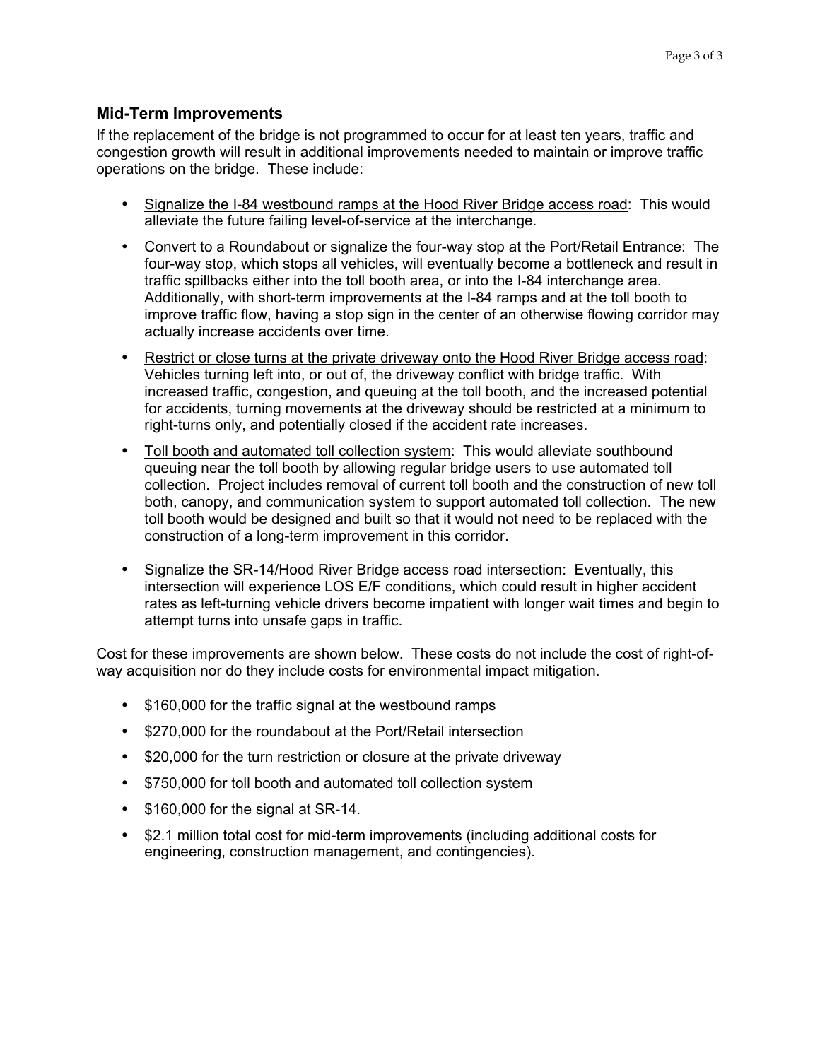## Mid-Term Improvements

If the replacement of the bridge is not programmed to occur for at least ten years, traffic and congestion growth will result in additional improvements needed to maintain or improve traffic operations on the bridge. These include:

- Signalize the I-84 westbound ramps at the Hood River Bridge access road: This would alleviate the future failing level-of-service at the interchange.
- Convert to a Roundabout or signalize the four-way stop at the Port/Retail Entrance: The four-way stop, which stops all vehicles, will eventually become a bottleneck and result in traffic spillbacks either into the toll booth area, or into the I-84 interchange area. Additionally, with short-term improvements at the I-84 ramps and at the toll booth to improve traffic flow, having a stop sign in the center of an otherwise flowing corridor may actually increase accidents over time.
- Restrict or close turns at the private driveway onto the Hood River Bridge access road: Vehicles turning left into, or out of, the driveway conflict with bridge traffic. With increased traffic, congestion, and queuing at the toll booth, and the increased potential for accidents, turning movements at the driveway should be restricted at a minimum to right-turns only, and potentially closed if the accident rate increases.
- Toll booth and automated toll collection system: This would alleviate southbound queuing near the toll booth by allowing regular bridge users to use automated toll collection. Project includes removal of current toll booth and the construction of new toll both, canopy, and communication system to support automated toll collection. The new toll booth would be designed and built so that it would not need to be replaced with the construction of a long-term improvement in this corridor.
- Signalize the SR-14/Hood River Bridge access road intersection: Eventually, this intersection will experience LOS E/F conditions, which could result in higher accident rates as left-turning vehicle drivers become impatient with longer wait times and begin to attempt turns into unsafe gaps in traffic.

Cost for these improvements are shown below. These costs do not include the cost of right-of-way acquisition nor do they include costs for environmental impact mitigation.

- $160,000 for the traffic signal at the westbound ramps
- $270,000 for the roundabout at the Port/Retail intersection
- $20,000 for the turn restriction or closure at the private driveway
- $750,000 for toll booth and automated toll collection system
- $160,000 for the signal at SR-14.
- $2.1 million total cost for mid-term improvements (including additional costs for engineering, construction management, and contingencies).